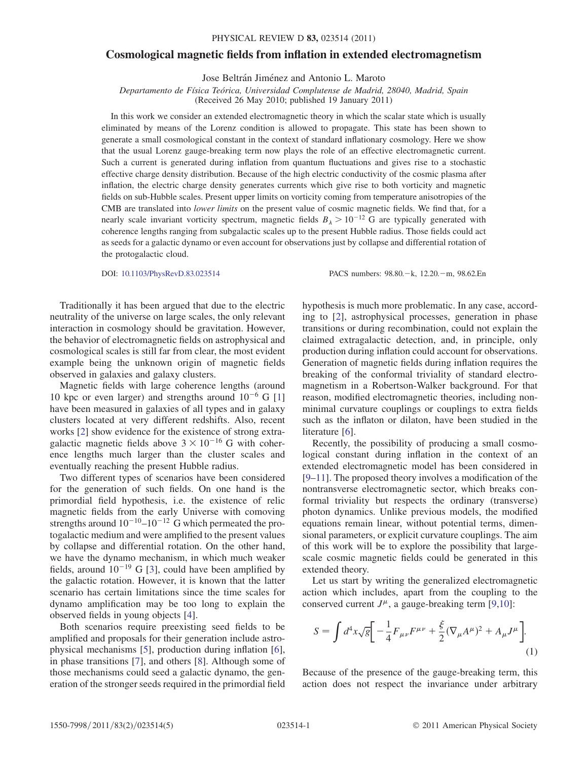# Cosmological magnetic fields from inflation in extended electromagnetism

Jose Beltrán Jiménez and Antonio L. Maroto

*Departamento de Física Teórica, Universidad Complutense de Madrid, 28040, Madrid, Spain*
(Received 26 May 2010; published 19 January 2011)

In this work we consider an extended electromagnetic theory in which the scalar state which is usually eliminated by means of the Lorenz condition is allowed to propagate. This state has been shown to generate a small cosmological constant in the context of standard inflationary cosmology. Here we show that the usual Lorenz gauge-breaking term now plays the role of an effective electromagnetic current. Such a current is generated during inflation from quantum fluctuations and gives rise to a stochastic effective charge density distribution. Because of the high electric conductivity of the cosmic plasma after inflation, the electric charge density generates currents which give rise to both vorticity and magnetic fields on sub-Hubble scales. Present upper limits on vorticity coming from temperature anisotropies of the CMB are translated into *lower limits* on the present value of cosmic magnetic fields. We find that, for a nearly scale invariant vorticity spectrum, magnetic fields $B_\lambda > 10^{-12}$ G are typically generated with coherence lengths ranging from subgalactic scales up to the present Hubble radius. Those fields could act as seeds for a galactic dynamo or even account for observations just by collapse and differential rotation of the protogalactic cloud.

DOI: 10.1103/PhysRevD.83.023514 PACS numbers: 98.80.−k, 12.20.−m, 98.62.En

Traditionally it has been argued that due to the electric neutrality of the universe on large scales, the only relevant interaction in cosmology should be gravitation. However, the behavior of electromagnetic fields on astrophysical and cosmological scales is still far from clear, the most evident example being the unknown origin of magnetic fields observed in galaxies and galaxy clusters.

Magnetic fields with large coherence lengths (around 10 kpc or even larger) and strengths around $10^{-6}$ G [1] have been measured in galaxies of all types and in galaxy clusters located at very different redshifts. Also, recent works [2] show evidence for the existence of strong extragalactic magnetic fields above $3 \times 10^{-16}$ G with coherence lengths much larger than the cluster scales and eventually reaching the present Hubble radius.

Two different types of scenarios have been considered for the generation of such fields. On one hand is the primordial field hypothesis, i.e. the existence of relic magnetic fields from the early Universe with comoving strengths around $10^{-10}$–$10^{-12}$ G which permeated the protogalactic medium and were amplified to the present values by collapse and differential rotation. On the other hand, we have the dynamo mechanism, in which much weaker fields, around $10^{-19}$ G [3], could have been amplified by the galactic rotation. However, it is known that the latter scenario has certain limitations since the time scales for dynamo amplification may be too long to explain the observed fields in young objects [4].

Both scenarios require preexisting seed fields to be amplified and proposals for their generation include astrophysical mechanisms [5], production during inflation [6], in phase transitions [7], and others [8]. Although some of those mechanisms could seed a galactic dynamo, the generation of the stronger seeds required in the primordial field hypothesis is much more problematic. In any case, according to [2], astrophysical processes, generation in phase transitions or during recombination, could not explain the claimed extragalactic detection, and, in principle, only production during inflation could account for observations. Generation of magnetic fields during inflation requires the breaking of the conformal triviality of standard electromagnetism in a Robertson-Walker background. For that reason, modified electromagnetic theories, including nonminimal curvature couplings or couplings to extra fields such as the inflaton or dilaton, have been studied in the literature [6].

Recently, the possibility of producing a small cosmological constant during inflation in the context of an extended electromagnetic model has been considered in [9–11]. The proposed theory involves a modification of the nontransverse electromagnetic sector, which breaks conformal triviality but respects the ordinary (transverse) photon dynamics. Unlike previous models, the modified equations remain linear, without potential terms, dimensional parameters, or explicit curvature couplings. The aim of this work will be to explore the possibility that large-scale cosmic magnetic fields could be generated in this extended theory.

Let us start by writing the generalized electromagnetic action which includes, apart from the coupling to the conserved current $J^\mu$, a gauge-breaking term [9,10]:

$$S = \int d^4x\sqrt{g}\left[-\frac{1}{4}F_{\mu\nu}F^{\mu\nu} + \frac{\xi}{2}(\nabla_\mu A^\mu)^2 + A_\mu J^\mu\right]. \tag{1}$$

Because of the presence of the gauge-breaking term, this action does not respect the invariance under arbitrary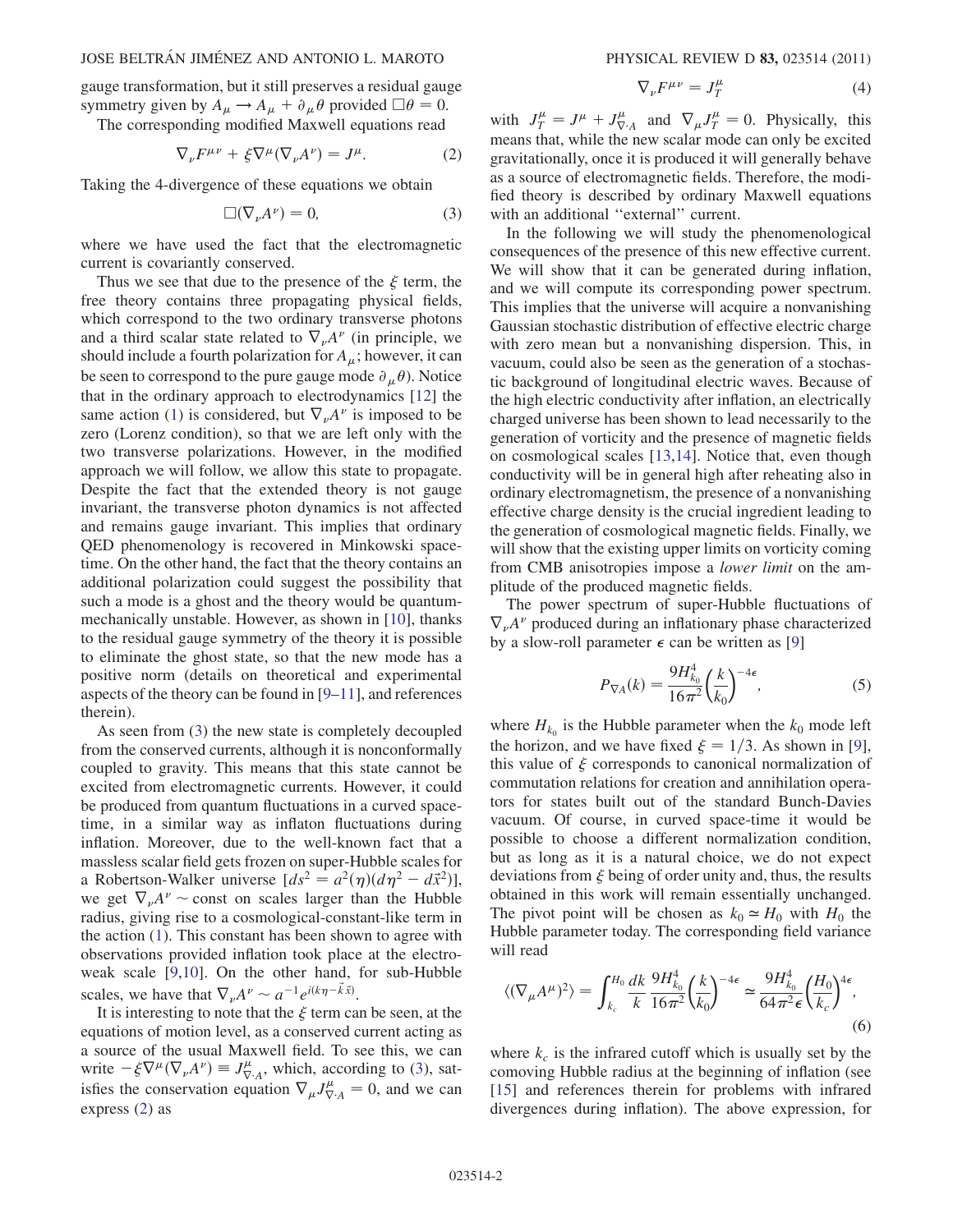gauge transformation, but it still preserves a residual gauge symmetry given by $A_\mu \to A_\mu + \partial_\mu \theta$ provided $\Box\theta = 0$.

The corresponding modified Maxwell equations read

$$\nabla_\nu F^{\mu\nu} + \xi \nabla^\mu (\nabla_\nu A^\nu) = J^\mu. \tag{2}$$

Taking the 4-divergence of these equations we obtain

$$\Box(\nabla_\nu A^\nu) = 0, \tag{3}$$

where we have used the fact that the electromagnetic current is covariantly conserved.

Thus we see that due to the presence of the $\xi$ term, the free theory contains three propagating physical fields, which correspond to the two ordinary transverse photons and a third scalar state related to $\nabla_\nu A^\nu$ (in principle, we should include a fourth polarization for $A_\mu$; however, it can be seen to correspond to the pure gauge mode $\partial_\mu \theta$). Notice that in the ordinary approach to electrodynamics [12] the same action (1) is considered, but $\nabla_\nu A^\nu$ is imposed to be zero (Lorenz condition), so that we are left only with the two transverse polarizations. However, in the modified approach we will follow, we allow this state to propagate. Despite the fact that the extended theory is not gauge invariant, the transverse photon dynamics is not affected and remains gauge invariant. This implies that ordinary QED phenomenology is recovered in Minkowski spacetime. On the other hand, the fact that the theory contains an additional polarization could suggest the possibility that such a mode is a ghost and the theory would be quantum-mechanically unstable. However, as shown in [10], thanks to the residual gauge symmetry of the theory it is possible to eliminate the ghost state, so that the new mode has a positive norm (details on theoretical and experimental aspects of the theory can be found in [9–11], and references therein).

As seen from (3) the new state is completely decoupled from the conserved currents, although it is nonconformally coupled to gravity. This means that this state cannot be excited from electromagnetic currents. However, it could be produced from quantum fluctuations in a curved spacetime, in a similar way as inflaton fluctuations during inflation. Moreover, due to the well-known fact that a massless scalar field gets frozen on super-Hubble scales for a Robertson-Walker universe [$ds^2 = a^2(\eta)(d\eta^2 - d\vec{x}^2)$], we get $\nabla_\nu A^\nu \sim$ const on scales larger than the Hubble radius, giving rise to a cosmological-constant-like term in the action (1). This constant has been shown to agree with observations provided inflation took place at the electroweak scale [9,10]. On the other hand, for sub-Hubble scales, we have that $\nabla_\nu A^\nu \sim a^{-1} e^{i(k\eta - \vec{k}\vec{x})}$.

It is interesting to note that the $\xi$ term can be seen, at the equations of motion level, as a conserved current acting as a source of the usual Maxwell field. To see this, we can write $-\xi \nabla^\mu (\nabla_\nu A^\nu) \equiv J^\mu_{\nabla \cdot A}$, which, according to (3), satisfies the conservation equation $\nabla_\mu J^\mu_{\nabla \cdot A} = 0$, and we can express (2) as

$$\nabla_\nu F^{\mu\nu} = J^\mu_T \tag{4}$$

with $J^\mu_T = J^\mu + J^\mu_{\nabla \cdot A}$ and $\nabla_\mu J^\mu_T = 0$. Physically, this means that, while the new scalar mode can only be excited gravitationally, once it is produced it will generally behave as a source of electromagnetic fields. Therefore, the modified theory is described by ordinary Maxwell equations with an additional ''external'' current.

In the following we will study the phenomenological consequences of the presence of this new effective current. We will show that it can be generated during inflation, and we will compute its corresponding power spectrum. This implies that the universe will acquire a nonvanishing Gaussian stochastic distribution of effective electric charge with zero mean but a nonvanishing dispersion. This, in vacuum, could also be seen as the generation of a stochastic background of longitudinal electric waves. Because of the high electric conductivity after inflation, an electrically charged universe has been shown to lead necessarily to the generation of vorticity and the presence of magnetic fields on cosmological scales [13,14]. Notice that, even though conductivity will be in general high after reheating also in ordinary electromagnetism, the presence of a nonvanishing effective charge density is the crucial ingredient leading to the generation of cosmological magnetic fields. Finally, we will show that the existing upper limits on vorticity coming from CMB anisotropies impose a *lower limit* on the amplitude of the produced magnetic fields.

The power spectrum of super-Hubble fluctuations of $\nabla_\nu A^\nu$ produced during an inflationary phase characterized by a slow-roll parameter $\epsilon$ can be written as [9]

$$P_{\nabla A}(k) = \frac{9 H_{k_0}^4}{16\pi^2} \left(\frac{k}{k_0}\right)^{-4\epsilon}, \tag{5}$$

where $H_{k_0}$ is the Hubble parameter when the $k_0$ mode left the horizon, and we have fixed $\xi = 1/3$. As shown in [9], this value of $\xi$ corresponds to canonical normalization of commutation relations for creation and annihilation operators for states built out of the standard Bunch-Davies vacuum. Of course, in curved space-time it would be possible to choose a different normalization condition, but as long as it is a natural choice, we do not expect deviations from $\xi$ being of order unity and, thus, the results obtained in this work will remain essentially unchanged. The pivot point will be chosen as $k_0 \simeq H_0$ with $H_0$ the Hubble parameter today. The corresponding field variance will read

$$\langle (\nabla_\mu A^\mu)^2 \rangle = \int_{k_c}^{H_0} \frac{dk}{k} \frac{9 H_{k_0}^4}{16\pi^2} \left(\frac{k}{k_0}\right)^{-4\epsilon} \simeq \frac{9 H_{k_0}^4}{64\pi^2 \epsilon} \left(\frac{H_0}{k_c}\right)^{4\epsilon}, \tag{6}$$

where $k_c$ is the infrared cutoff which is usually set by the comoving Hubble radius at the beginning of inflation (see [15] and references therein for problems with infrared divergences during inflation). The above expression, for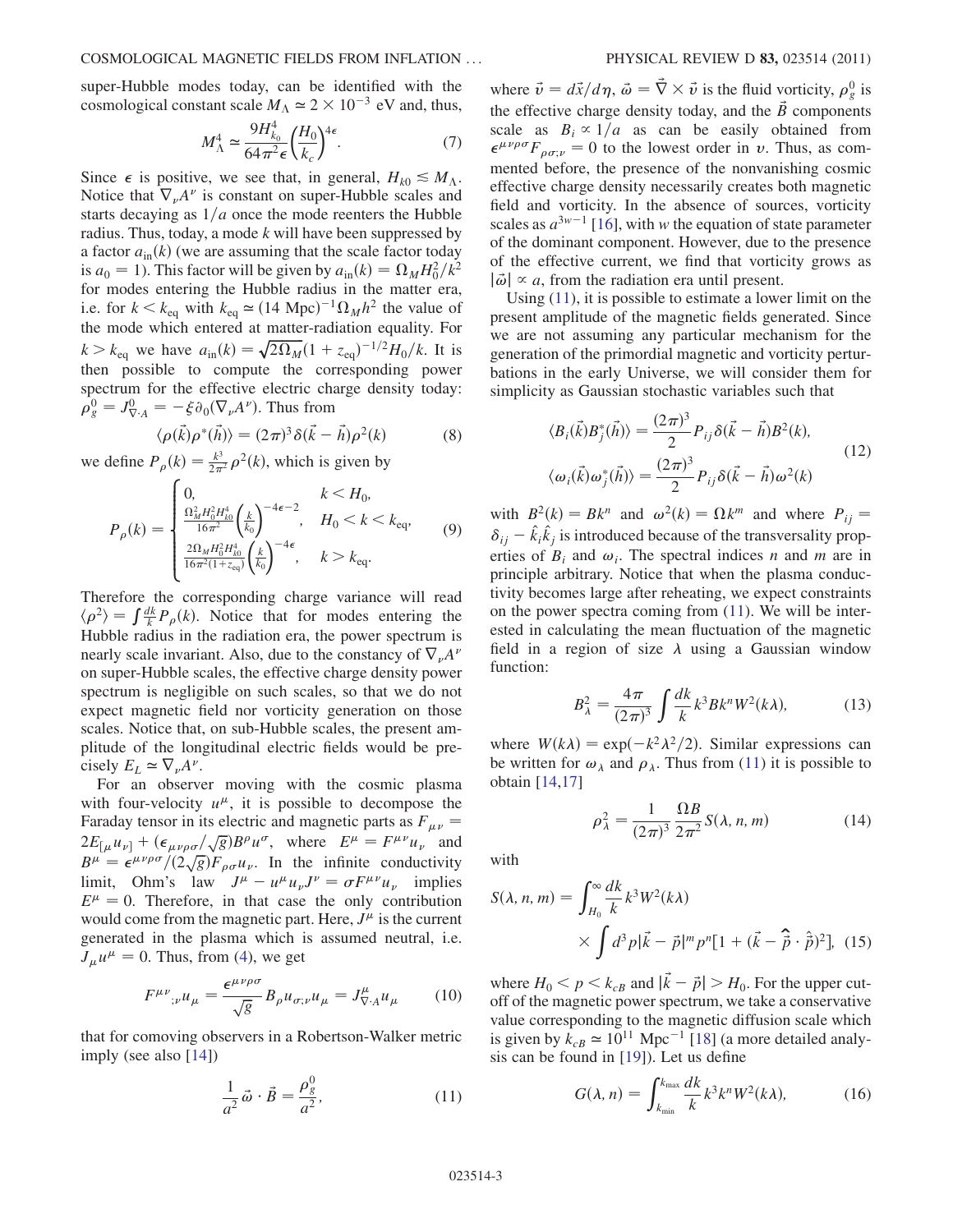super-Hubble modes today, can be identified with the cosmological constant scale $M_\Lambda \simeq 2\times 10^{-3}$ eV and, thus,

$$M_\Lambda^4 \simeq \frac{9H_{k0}^4}{64\pi^2\epsilon}\left(\frac{H_0}{k_c}\right)^{4\epsilon}. \tag{7}$$

Since $\epsilon$ is positive, we see that, in general, $H_{k0} \lesssim M_\Lambda$. Notice that $\nabla_\nu A^\nu$ is constant on super-Hubble scales and starts decaying as $1/a$ once the mode reenters the Hubble radius. Thus, today, a mode $k$ will have been suppressed by a factor $a_{\rm in}(k)$ (we are assuming that the scale factor today is $a_0 = 1$). This factor will be given by $a_{\rm in}(k) = \Omega_M H_0^2/k^2$ for modes entering the Hubble radius in the matter era, i.e. for $k < k_{\rm eq}$ with $k_{\rm eq} \simeq (14\ {\rm Mpc})^{-1}\Omega_M h^2$ the value of the mode which entered at matter-radiation equality. For $k > k_{\rm eq}$ we have $a_{\rm in}(k) = \sqrt{2\Omega_M}(1+z_{\rm eq})^{-1/2}H_0/k$. It is then possible to compute the corresponding power spectrum for the effective electric charge density today: $\rho_g^0 = J^0_{\nabla\cdot A} = -\xi\partial_0(\nabla_\nu A^\nu)$. Thus from

$$\langle\rho(\vec{k})\rho^*(\vec{h})\rangle = (2\pi)^3\delta(\vec{k}-\vec{h})\rho^2(k) \tag{8}$$

we define $P_\rho(k) = \frac{k^3}{2\pi^2}\rho^2(k)$, which is given by

$$P_\rho(k) = \begin{cases} 0, & k < H_0, \\ \frac{\Omega_M^2 H_0^2 H_{k0}^4}{16\pi^2}\left(\frac{k}{k_0}\right)^{-4\epsilon-2}, & H_0 < k < k_{\rm eq}, \\ \frac{2\Omega_M H_0^2 H_{k0}^4}{16\pi^2(1+z_{\rm eq})}\left(\frac{k}{k_0}\right)^{-4\epsilon}, & k > k_{\rm eq}. \end{cases} \tag{9}$$

Therefore the corresponding charge variance will read $\langle\rho^2\rangle = \int\frac{dk}{k}P_\rho(k)$. Notice that for modes entering the Hubble radius in the radiation era, the power spectrum is nearly scale invariant. Also, due to the constancy of $\nabla_\nu A^\nu$ on super-Hubble scales, the effective charge density power spectrum is negligible on such scales, so that we do not expect magnetic field nor vorticity generation on those scales. Notice that, on sub-Hubble scales, the present amplitude of the longitudinal electric fields would be precisely $E_L \simeq \nabla_\nu A^\nu$.

For an observer moving with the cosmic plasma with four-velocity $u^\mu$, it is possible to decompose the Faraday tensor in its electric and magnetic parts as $F_{\mu\nu} = 2E_{[\mu}u_{\nu]} + (\epsilon_{\mu\nu\rho\sigma}/\sqrt{g})B^\rho u^\sigma$, where $E^\mu = F^{\mu\nu}u_\nu$ and $B^\mu = \epsilon^{\mu\nu\rho\sigma}/(2\sqrt{g})F_{\rho\sigma}u_\nu$. In the infinite conductivity limit, Ohm's law $J^\mu - u^\mu u_\nu J^\nu = \sigma F^{\mu\nu}u_\nu$ implies $E^\mu = 0$. Therefore, in that case the only contribution would come from the magnetic part. Here, $J^\mu$ is the current generated in the plasma which is assumed neutral, i.e. $J_\mu u^\mu = 0$. Thus, from (4), we get

$$F^{\mu\nu}{}_{;\nu}u_\mu = \frac{\epsilon^{\mu\nu\rho\sigma}}{\sqrt{g}}B_\rho u_{\sigma;\nu}u_\mu = J^\mu_{\nabla\cdot A}u_\mu \tag{10}$$

that for comoving observers in a Robertson-Walker metric imply (see also [14])

$$\frac{1}{a^2}\vec{\omega}\cdot\vec{B} = \frac{\rho_g^0}{a^2}, \tag{11}$$

where $\vec{v} = d\vec{x}/d\eta$, $\vec{\omega} = \vec{\nabla}\times\vec{v}$ is the fluid vorticity, $\rho_g^0$ is the effective charge density today, and the $\vec{B}$ components scale as $B_i \propto 1/a$ as can be easily obtained from $\epsilon^{\mu\nu\rho\sigma}F_{\rho\sigma;\nu} = 0$ to the lowest order in $v$. Thus, as commented before, the presence of the nonvanishing cosmic effective charge density necessarily creates both magnetic field and vorticity. In the absence of sources, vorticity scales as $a^{3w-1}$ [16], with $w$ the equation of state parameter of the dominant component. However, due to the presence of the effective current, we find that vorticity grows as $|\vec{\omega}| \propto a$, from the radiation era until present.

Using (11), it is possible to estimate a lower limit on the present amplitude of the magnetic fields generated. Since we are not assuming any particular mechanism for the generation of the primordial magnetic and vorticity perturbations in the early Universe, we will consider them for simplicity as Gaussian stochastic variables such that

$$\langle B_i(\vec{k})B_j^*(\vec{h})\rangle = \frac{(2\pi)^3}{2}P_{ij}\delta(\vec{k}-\vec{h})B^2(k),$$
$$\langle \omega_i(\vec{k})\omega_j^*(\vec{h})\rangle = \frac{(2\pi)^3}{2}P_{ij}\delta(\vec{k}-\vec{h})\omega^2(k) \tag{12}$$

with $B^2(k) = Bk^n$ and $\omega^2(k) = \Omega k^m$ and where $P_{ij} = \delta_{ij} - \hat{k}_i\hat{k}_j$ is introduced because of the transversality properties of $B_i$ and $\omega_i$. The spectral indices $n$ and $m$ are in principle arbitrary. Notice that when the plasma conductivity becomes large after reheating, we expect constraints on the power spectra coming from (11). We will be interested in calculating the mean fluctuation of the magnetic field in a region of size $\lambda$ using a Gaussian window function:

$$B_\lambda^2 = \frac{4\pi}{(2\pi)^3}\int\frac{dk}{k}k^3 Bk^n W^2(k\lambda), \tag{13}$$

where $W(k\lambda) = \exp(-k^2\lambda^2/2)$. Similar expressions can be written for $\omega_\lambda$ and $\rho_\lambda$. Thus from (11) it is possible to obtain [14,17]

$$\rho_\lambda^2 = \frac{1}{(2\pi)^3}\frac{\Omega B}{2\pi^2}S(\lambda, n, m) \tag{14}$$

with

$$S(\lambda, n, m) = \int_{H_0}^\infty \frac{dk}{k}k^3 W^2(k\lambda) \times \int d^3p\,|\vec{k}-\vec{p}|^m p^n[1 + (\widehat{\vec{k}-\vec{p}}\cdot\hat{\vec{p}})^2], \tag{15}$$

where $H_0 < p < k_{cB}$ and $|\vec{k}-\vec{p}| > H_0$. For the upper cutoff of the magnetic power spectrum, we take a conservative value corresponding to the magnetic diffusion scale which is given by $k_{cB} \simeq 10^{11}\ {\rm Mpc}^{-1}$ [18] (a more detailed analysis can be found in [19]). Let us define

$$G(\lambda, n) = \int_{k_{\rm min}}^{k_{\rm max}}\frac{dk}{k}k^3 k^n W^2(k\lambda), \tag{16}$$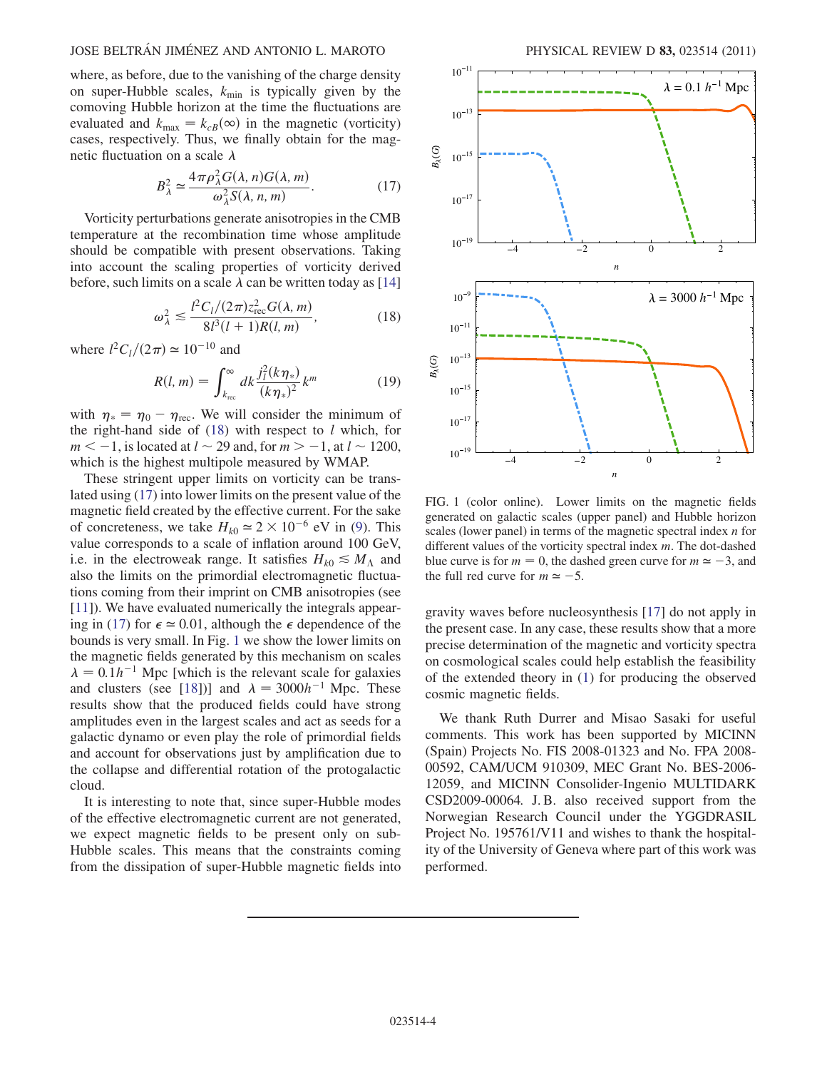where, as before, due to the vanishing of the charge density on super-Hubble scales, $k_{\min}$ is typically given by the comoving Hubble horizon at the time the fluctuations are evaluated and $k_{\max} = k_{cB}(\infty)$ in the magnetic (vorticity) cases, respectively. Thus, we finally obtain for the magnetic fluctuation on a scale $\lambda$

$$B_\lambda^2 \simeq \frac{4\pi\rho_\lambda^2 G(\lambda, n)G(\lambda, m)}{\omega_\lambda^2 S(\lambda, n, m)}. \tag{17}$$

Vorticity perturbations generate anisotropies in the CMB temperature at the recombination time whose amplitude should be compatible with present observations. Taking into account the scaling properties of vorticity derived before, such limits on a scale $\lambda$ can be written today as [14]

$$\omega_\lambda^2 \lesssim \frac{l^2 C_l/(2\pi) z_{\rm rec}^2 G(\lambda, m)}{8 l^3 (l+1) R(l, m)}, \tag{18}$$

where $l^2 C_l/(2\pi) \simeq 10^{-10}$ and

$$R(l, m) = \int_{k_{\rm rec}}^{\infty} dk \frac{j_l^2(k\eta_*)}{(k\eta_*)^2} k^m \tag{19}$$

with $\eta_* = \eta_0 - \eta_{\rm rec}$. We will consider the minimum of the right-hand side of (18) with respect to $l$ which, for $m < -1$, is located at $l \sim 29$ and, for $m > -1$, at $l \sim 1200$, which is the highest multipole measured by WMAP.

These stringent upper limits on vorticity can be translated using (17) into lower limits on the present value of the magnetic field created by the effective current. For the sake of concreteness, we take $H_{k0} \simeq 2 \times 10^{-6}$ eV in (9). This value corresponds to a scale of inflation around 100 GeV, i.e. in the electroweak range. It satisfies $H_{k0} \lesssim M_\Lambda$ and also the limits on the primordial electromagnetic fluctuations coming from their imprint on CMB anisotropies (see [11]). We have evaluated numerically the integrals appearing in (17) for $\epsilon \simeq 0.01$, although the $\epsilon$ dependence of the bounds is very small. In Fig. 1 we show the lower limits on the magnetic fields generated by this mechanism on scales $\lambda = 0.1 h^{-1}$ Mpc [which is the relevant scale for galaxies and clusters (see [18])] and $\lambda = 3000 h^{-1}$ Mpc. These results show that the produced fields could have strong amplitudes even in the largest scales and act as seeds for a galactic dynamo or even play the role of primordial fields and account for observations just by amplification due to the collapse and differential rotation of the protogalactic cloud.

It is interesting to note that, since super-Hubble modes of the effective electromagnetic current are not generated, we expect magnetic fields to be present only on sub-Hubble scales. This means that the constraints coming from the dissipation of super-Hubble magnetic fields into gravity waves before nucleosynthesis [17] do not apply in the present case. In any case, these results show that a more precise determination of the magnetic and vorticity spectra on cosmological scales could help establish the feasibility of the extended theory in (1) for producing the observed cosmic magnetic fields.

FIG. 1 (color online). Lower limits on the magnetic fields generated on galactic scales (upper panel) and Hubble horizon scales (lower panel) in terms of the magnetic spectral index $n$ for different values of the vorticity spectral index $m$. The dot-dashed blue curve is for $m = 0$, the dashed green curve for $m \simeq -3$, and the full red curve for $m \simeq -5$.

We thank Ruth Durrer and Misao Sasaki for useful comments. This work has been supported by MICINN (Spain) Projects No. FIS 2008-01323 and No. FPA 2008-00592, CAM/UCM 910309, MEC Grant No. BES-2006-12059, and MICINN Consolider-Ingenio MULTIDARK CSD2009-00064. J. B. also received support from the Norwegian Research Council under the YGGDRASIL Project No. 195761/V11 and wishes to thank the hospitality of the University of Geneva where part of this work was performed.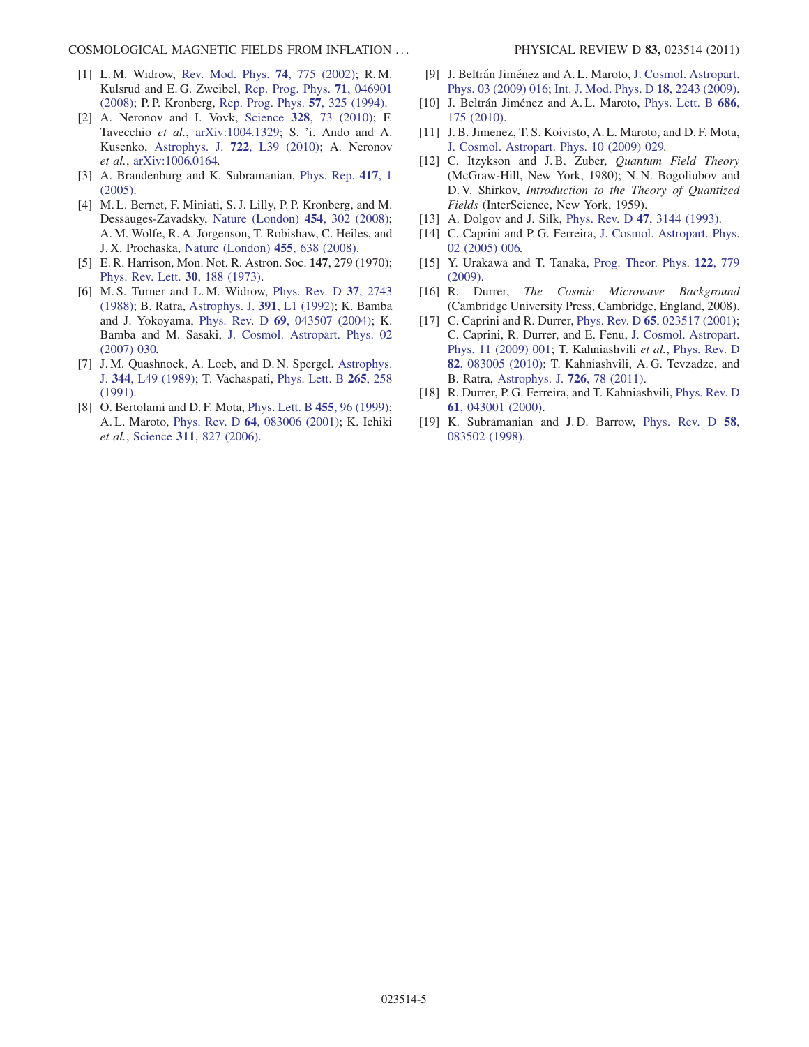[1] L. M. Widrow, Rev. Mod. Phys. **74**, 775 (2002); R. M. Kulsrud and E. G. Zweibel, Rep. Prog. Phys. **71**, 046901 (2008); P. P. Kronberg, Rep. Prog. Phys. **57**, 325 (1994).

[2] A. Neronov and I. Vovk, Science **328**, 73 (2010); F. Tavecchio *et al.*, arXiv:1004.1329; S. 'i. Ando and A. Kusenko, Astrophys. J. **722**, L39 (2010); A. Neronov *et al.*, arXiv:1006.0164.

[3] A. Brandenburg and K. Subramanian, Phys. Rep. **417**, 1 (2005).

[4] M. L. Bernet, F. Miniati, S. J. Lilly, P. P. Kronberg, and M. Dessauges-Zavadsky, Nature (London) **454**, 302 (2008); A. M. Wolfe, R. A. Jorgenson, T. Robishaw, C. Heiles, and J. X. Prochaska, Nature (London) **455**, 638 (2008).

[5] E. R. Harrison, Mon. Not. R. Astron. Soc. **147**, 279 (1970); Phys. Rev. Lett. **30**, 188 (1973).

[6] M. S. Turner and L. M. Widrow, Phys. Rev. D **37**, 2743 (1988); B. Ratra, Astrophys. J. **391**, L1 (1992); K. Bamba and J. Yokoyama, Phys. Rev. D **69**, 043507 (2004); K. Bamba and M. Sasaki, J. Cosmol. Astropart. Phys. 02 (2007) 030.

[7] J. M. Quashnock, A. Loeb, and D. N. Spergel, Astrophys. J. **344**, L49 (1989); T. Vachaspati, Phys. Lett. B **265**, 258 (1991).

[8] O. Bertolami and D. F. Mota, Phys. Lett. B **455**, 96 (1999); A. L. Maroto, Phys. Rev. D **64**, 083006 (2001); K. Ichiki *et al.*, Science **311**, 827 (2006).

[9] J. Beltrán Jiménez and A. L. Maroto, J. Cosmol. Astropart. Phys. 03 (2009) 016; Int. J. Mod. Phys. D **18**, 2243 (2009).

[10] J. Beltrán Jiménez and A. L. Maroto, Phys. Lett. B **686**, 175 (2010).

[11] J. B. Jimenez, T. S. Koivisto, A. L. Maroto, and D. F. Mota, J. Cosmol. Astropart. Phys. 10 (2009) 029.

[12] C. Itzykson and J. B. Zuber, *Quantum Field Theory* (McGraw-Hill, New York, 1980); N. N. Bogoliubov and D. V. Shirkov, *Introduction to the Theory of Quantized Fields* (InterScience, New York, 1959).

[13] A. Dolgov and J. Silk, Phys. Rev. D **47**, 3144 (1993).

[14] C. Caprini and P. G. Ferreira, J. Cosmol. Astropart. Phys. 02 (2005) 006.

[15] Y. Urakawa and T. Tanaka, Prog. Theor. Phys. **122**, 779 (2009).

[16] R. Durrer, *The Cosmic Microwave Background* (Cambridge University Press, Cambridge, England, 2008).

[17] C. Caprini and R. Durrer, Phys. Rev. D **65**, 023517 (2001); C. Caprini, R. Durrer, and E. Fenu, J. Cosmol. Astropart. Phys. 11 (2009) 001; T. Kahniashvili *et al.*, Phys. Rev. D **82**, 083005 (2010); T. Kahniashvili, A. G. Tevzadze, and B. Ratra, Astrophys. J. **726**, 78 (2011).

[18] R. Durrer, P. G. Ferreira, and T. Kahniashvili, Phys. Rev. D **61**, 043001 (2000).

[19] K. Subramanian and J. D. Barrow, Phys. Rev. D **58**, 083502 (1998).